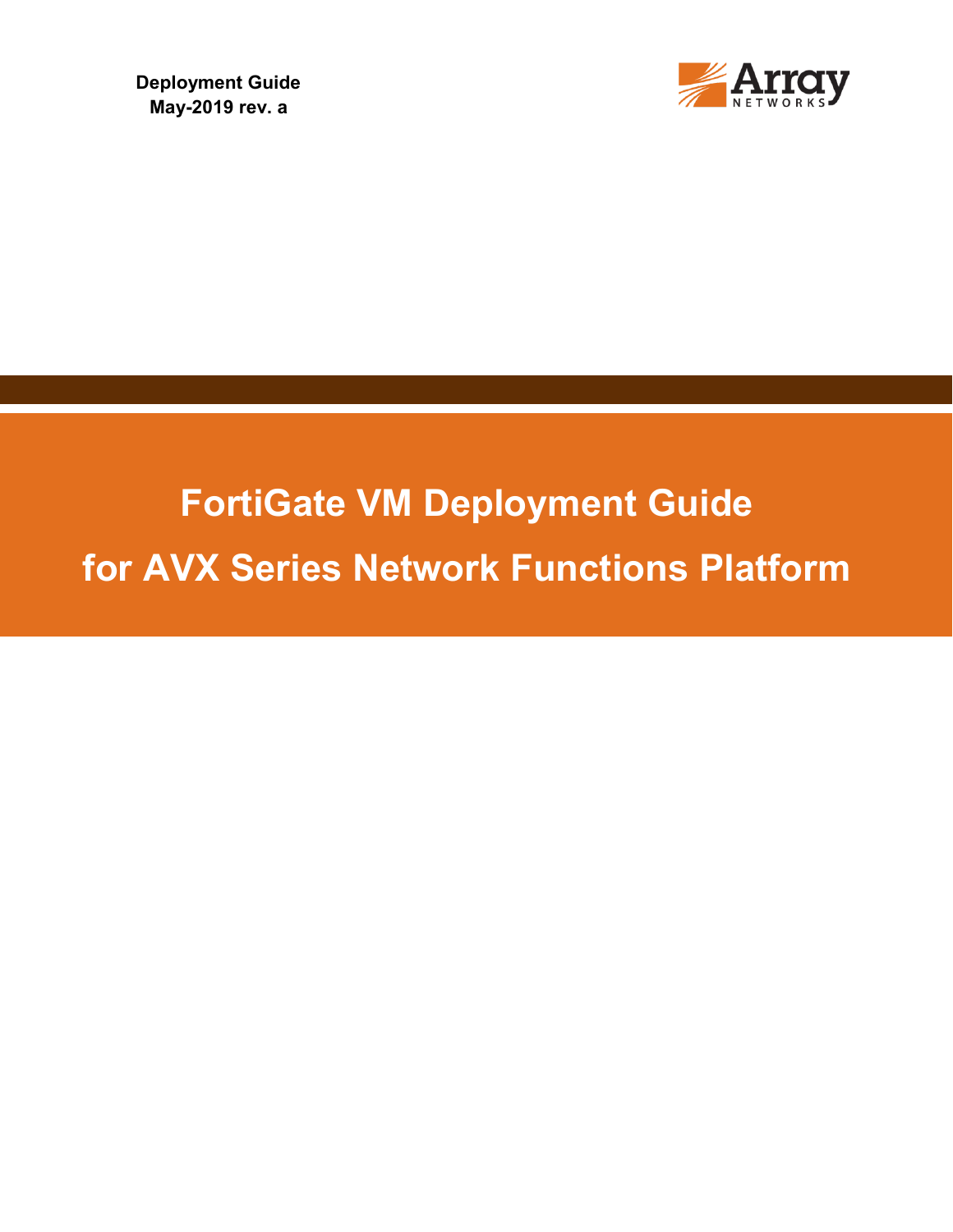**Deployment Guide**
**May-2019 rev. a**

Array NETWORKS

# FortiGate VM Deployment Guide for AVX Series Network Functions Platform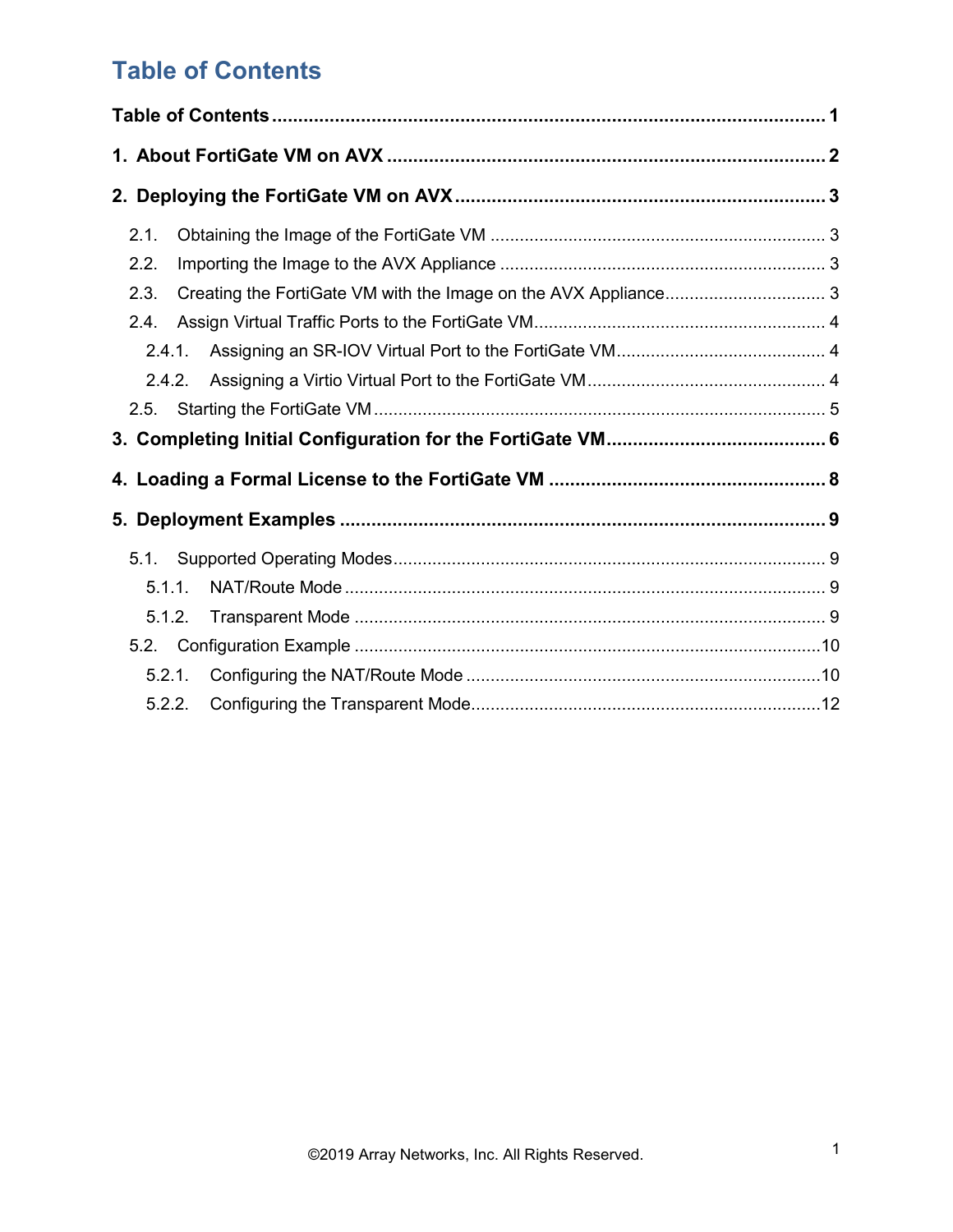# Table of Contents

**Table of Contents** ........................................................................................ **1**

**1. About FortiGate VM on AVX** ................................................................. **2**

**2. Deploying the FortiGate VM on AVX** ..................................................... **3**

- 2.1. Obtaining the Image of the FortiGate VM ........................................................ 3
- 2.2. Importing the Image to the AVX Appliance ...................................................... 3
- 2.3. Creating the FortiGate VM with the Image on the AVX Appliance ..................... 3
- 2.4. Assign Virtual Traffic Ports to the FortiGate VM ............................................. 4
  - 2.4.1. Assigning an SR-IOV Virtual Port to the FortiGate VM ................................ 4
  - 2.4.2. Assigning a Virtio Virtual Port to the FortiGate VM ..................................... 4
- 2.5. Starting the FortiGate VM ............................................................................ 5

**3. Completing Initial Configuration for the FortiGate VM** ............................ **6**

**4. Loading a Formal License to the FortiGate VM** ....................................... **8**

**5. Deployment Examples** ......................................................................... **9**

- 5.1. Supported Operating Modes ......................................................................... 9
  - 5.1.1. NAT/Route Mode ................................................................................. 9
  - 5.1.2. Transparent Mode ................................................................................ 9
- 5.2. Configuration Example ............................................................................... 10
  - 5.2.1. Configuring the NAT/Route Mode ........................................................ 10
  - 5.2.2. Configuring the Transparent Mode ........................................................ 12

©2019 Array Networks, Inc. All Rights Reserved.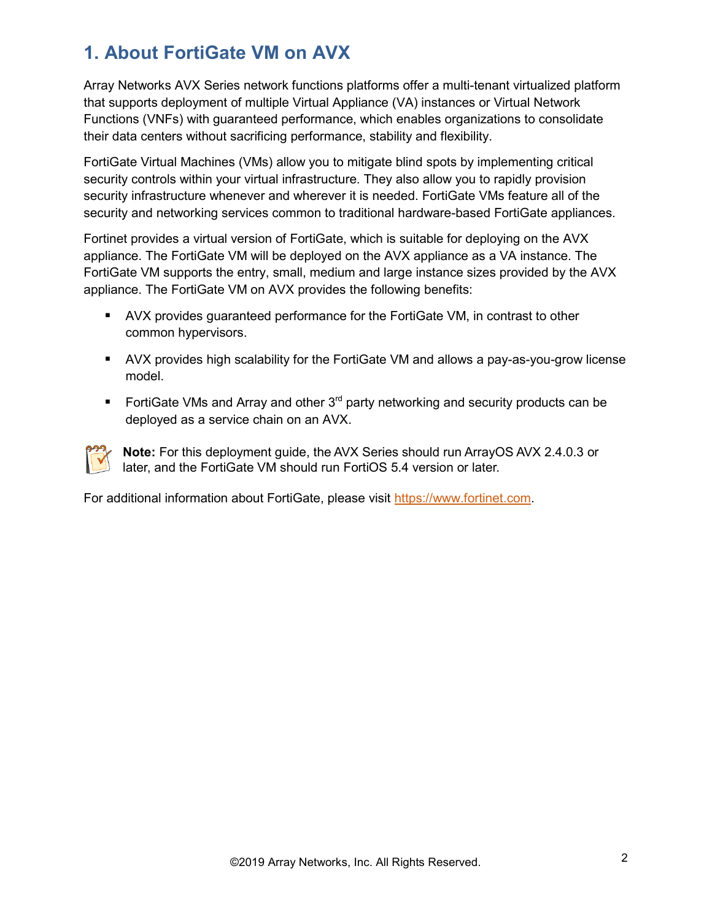# 1. About FortiGate VM on AVX

Array Networks AVX Series network functions platforms offer a multi-tenant virtualized platform that supports deployment of multiple Virtual Appliance (VA) instances or Virtual Network Functions (VNFs) with guaranteed performance, which enables organizations to consolidate their data centers without sacrificing performance, stability and flexibility.

FortiGate Virtual Machines (VMs) allow you to mitigate blind spots by implementing critical security controls within your virtual infrastructure. They also allow you to rapidly provision security infrastructure whenever and wherever it is needed. FortiGate VMs feature all of the security and networking services common to traditional hardware-based FortiGate appliances.

Fortinet provides a virtual version of FortiGate, which is suitable for deploying on the AVX appliance. The FortiGate VM will be deployed on the AVX appliance as a VA instance. The FortiGate VM supports the entry, small, medium and large instance sizes provided by the AVX appliance. The FortiGate VM on AVX provides the following benefits:

- AVX provides guaranteed performance for the FortiGate VM, in contrast to other common hypervisors.
- AVX provides high scalability for the FortiGate VM and allows a pay-as-you-grow license model.
- FortiGate VMs and Array and other 3rd party networking and security products can be deployed as a service chain on an AVX.

**Note:** For this deployment guide, the AVX Series should run ArrayOS AVX 2.4.0.3 or later, and the FortiGate VM should run FortiOS 5.4 version or later.

For additional information about FortiGate, please visit https://www.fortinet.com.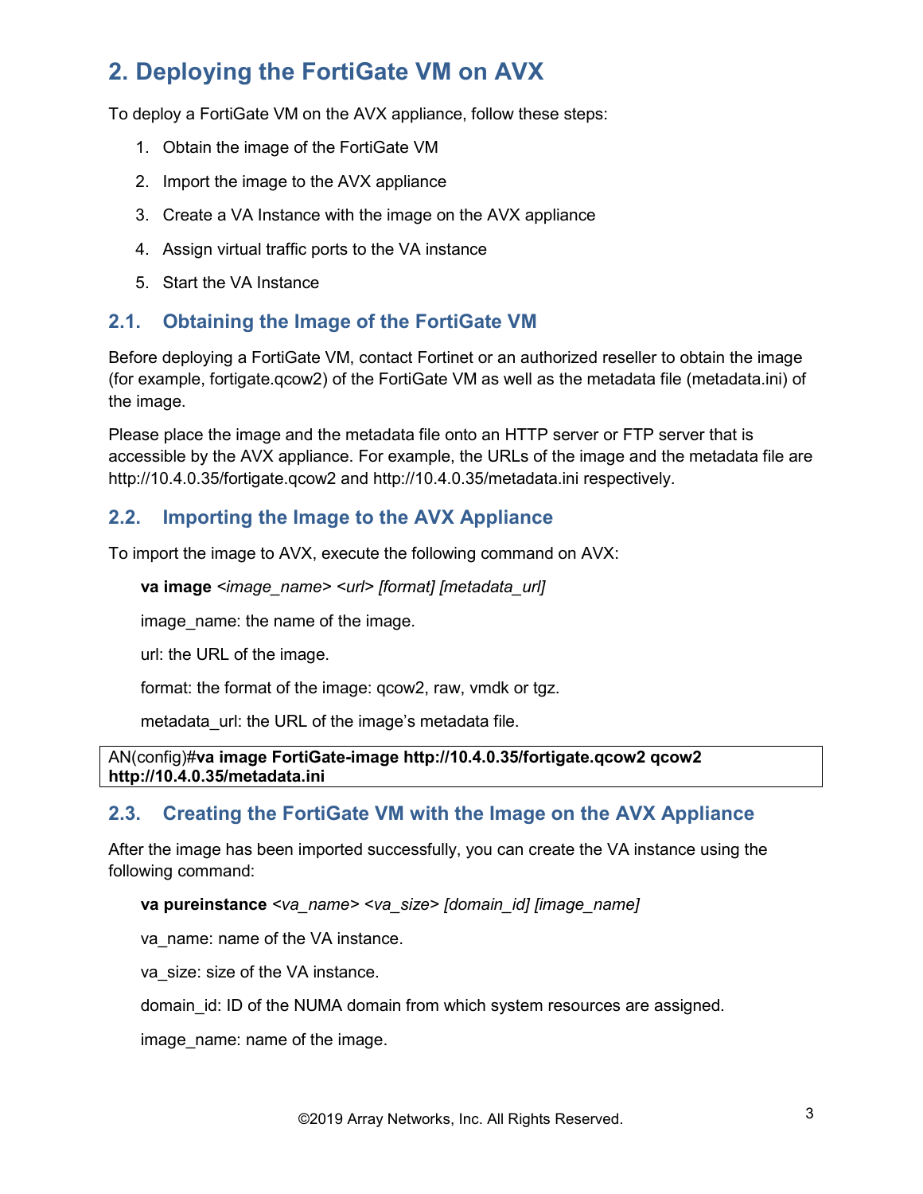## 2. Deploying the FortiGate VM on AVX

To deploy a FortiGate VM on the AVX appliance, follow these steps:

1. Obtain the image of the FortiGate VM
2. Import the image to the AVX appliance
3. Create a VA Instance with the image on the AVX appliance
4. Assign virtual traffic ports to the VA instance
5. Start the VA Instance

### 2.1. Obtaining the Image of the FortiGate VM

Before deploying a FortiGate VM, contact Fortinet or an authorized reseller to obtain the image (for example, fortigate.qcow2) of the FortiGate VM as well as the metadata file (metadata.ini) of the image.

Please place the image and the metadata file onto an HTTP server or FTP server that is accessible by the AVX appliance. For example, the URLs of the image and the metadata file are http://10.4.0.35/fortigate.qcow2 and http://10.4.0.35/metadata.ini respectively.

### 2.2. Importing the Image to the AVX Appliance

To import the image to AVX, execute the following command on AVX:

**va image** *<image_name> <url> [format] [metadata_url]*

image_name: the name of the image.

url: the URL of the image.

format: the format of the image: qcow2, raw, vmdk or tgz.

metadata_url: the URL of the image's metadata file.

```
AN(config)#va image FortiGate-image http://10.4.0.35/fortigate.qcow2 qcow2
http://10.4.0.35/metadata.ini
```

### 2.3. Creating the FortiGate VM with the Image on the AVX Appliance

After the image has been imported successfully, you can create the VA instance using the following command:

**va pureinstance** *<va_name> <va_size> [domain_id] [image_name]*

va_name: name of the VA instance.

va_size: size of the VA instance.

domain_id: ID of the NUMA domain from which system resources are assigned.

image_name: name of the image.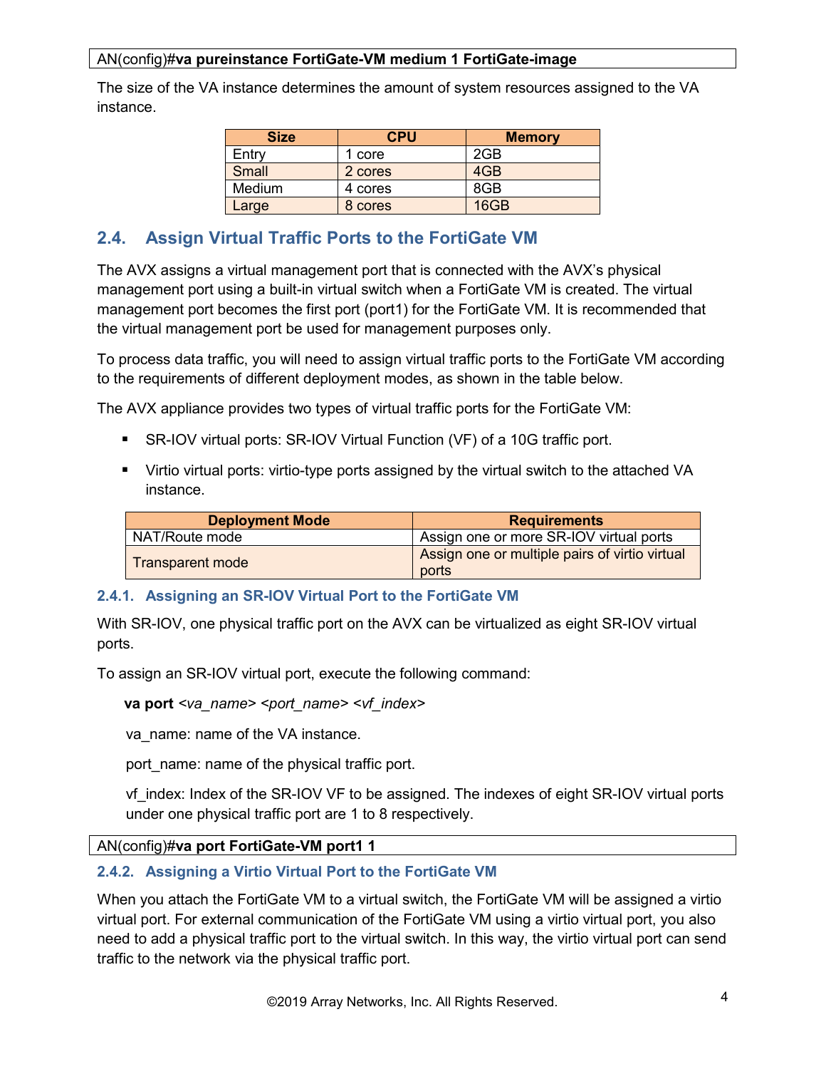```
AN(config)#va pureinstance FortiGate-VM medium 1 FortiGate-image
```

The size of the VA instance determines the amount of system resources assigned to the VA instance.

| Size | CPU | Memory |
| --- | --- | --- |
| Entry | 1 core | 2GB |
| Small | 2 cores | 4GB |
| Medium | 4 cores | 8GB |
| Large | 8 cores | 16GB |

## 2.4. Assign Virtual Traffic Ports to the FortiGate VM

The AVX assigns a virtual management port that is connected with the AVX's physical management port using a built-in virtual switch when a FortiGate VM is created. The virtual management port becomes the first port (port1) for the FortiGate VM. It is recommended that the virtual management port be used for management purposes only.

To process data traffic, you will need to assign virtual traffic ports to the FortiGate VM according to the requirements of different deployment modes, as shown in the table below.

The AVX appliance provides two types of virtual traffic ports for the FortiGate VM:

- SR-IOV virtual ports: SR-IOV Virtual Function (VF) of a 10G traffic port.
- Virtio virtual ports: virtio-type ports assigned by the virtual switch to the attached VA instance.

| Deployment Mode | Requirements |
| --- | --- |
| NAT/Route mode | Assign one or more SR-IOV virtual ports |
| Transparent mode | Assign one or multiple pairs of virtio virtual ports |

### 2.4.1. Assigning an SR-IOV Virtual Port to the FortiGate VM

With SR-IOV, one physical traffic port on the AVX can be virtualized as eight SR-IOV virtual ports.

To assign an SR-IOV virtual port, execute the following command:

**va port** *<va_name> <port_name> <vf_index>*

va_name: name of the VA instance.

port_name: name of the physical traffic port.

vf_index: Index of the SR-IOV VF to be assigned. The indexes of eight SR-IOV virtual ports under one physical traffic port are 1 to 8 respectively.

```
AN(config)#va port FortiGate-VM port1 1
```

### 2.4.2. Assigning a Virtio Virtual Port to the FortiGate VM

When you attach the FortiGate VM to a virtual switch, the FortiGate VM will be assigned a virtio virtual port. For external communication of the FortiGate VM using a virtio virtual port, you also need to add a physical traffic port to the virtual switch. In this way, the virtio virtual port can send traffic to the network via the physical traffic port.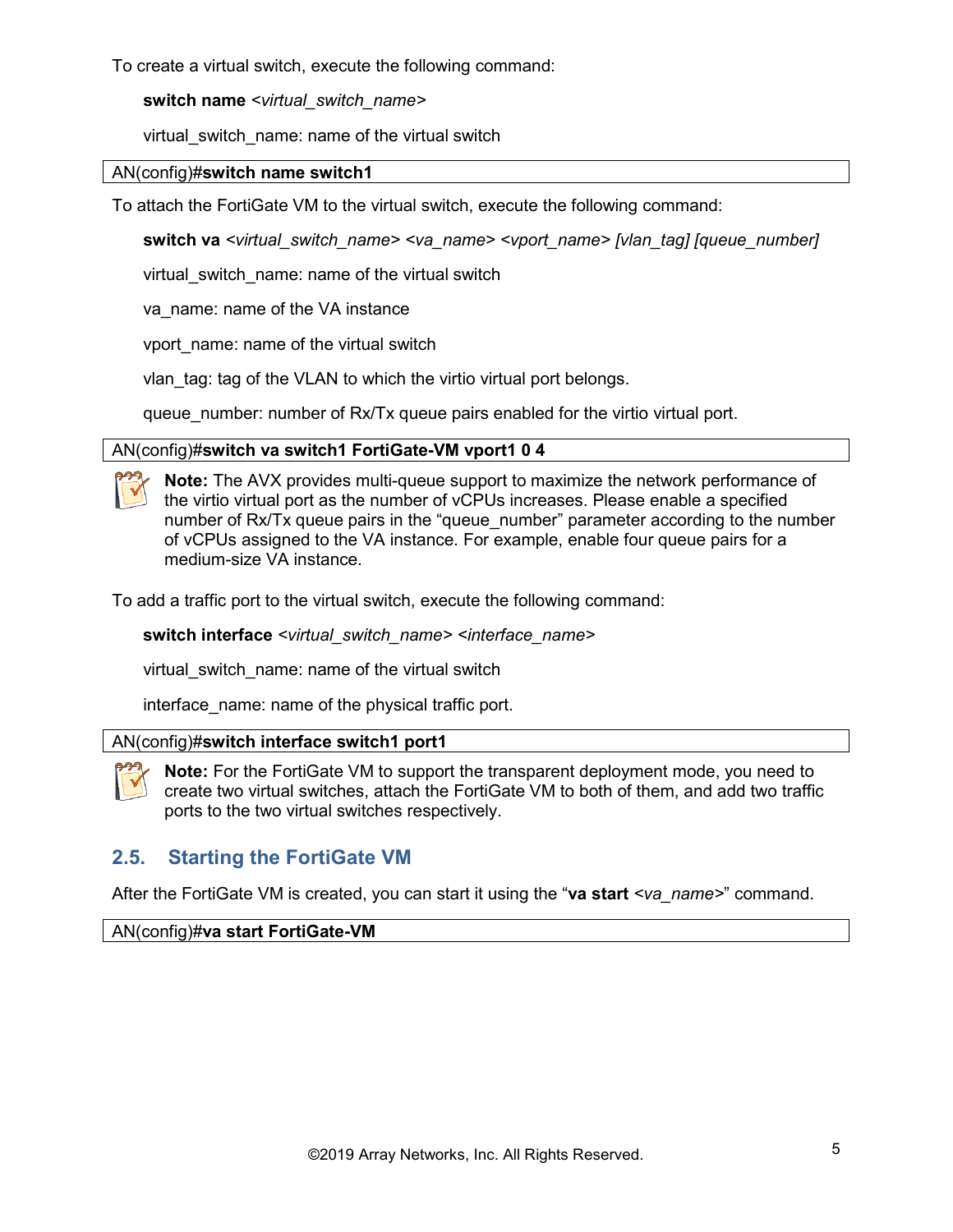To create a virtual switch, execute the following command:

**switch name** *<virtual_switch_name>*

virtual_switch_name: name of the virtual switch

```
AN(config)#switch name switch1
```

To attach the FortiGate VM to the virtual switch, execute the following command:

**switch va** *<virtual_switch_name> <va_name> <vport_name> [vlan_tag] [queue_number]*

virtual_switch_name: name of the virtual switch

va_name: name of the VA instance

vport_name: name of the virtual switch

vlan_tag: tag of the VLAN to which the virtio virtual port belongs.

queue_number: number of Rx/Tx queue pairs enabled for the virtio virtual port.

```
AN(config)#switch va switch1 FortiGate-VM vport1 0 4
```

**Note:** The AVX provides multi-queue support to maximize the network performance of the virtio virtual port as the number of vCPUs increases. Please enable a specified number of Rx/Tx queue pairs in the "queue_number" parameter according to the number of vCPUs assigned to the VA instance. For example, enable four queue pairs for a medium-size VA instance.

To add a traffic port to the virtual switch, execute the following command:

**switch interface** *<virtual_switch_name> <interface_name>*

virtual_switch_name: name of the virtual switch

interface_name: name of the physical traffic port.

```
AN(config)#switch interface switch1 port1
```

**Note:** For the FortiGate VM to support the transparent deployment mode, you need to create two virtual switches, attach the FortiGate VM to both of them, and add two traffic ports to the two virtual switches respectively.

## 2.5. Starting the FortiGate VM

After the FortiGate VM is created, you can start it using the "**va start** *<va_name>*" command.

```
AN(config)#va start FortiGate-VM
```

©2019 Array Networks, Inc. All Rights Reserved.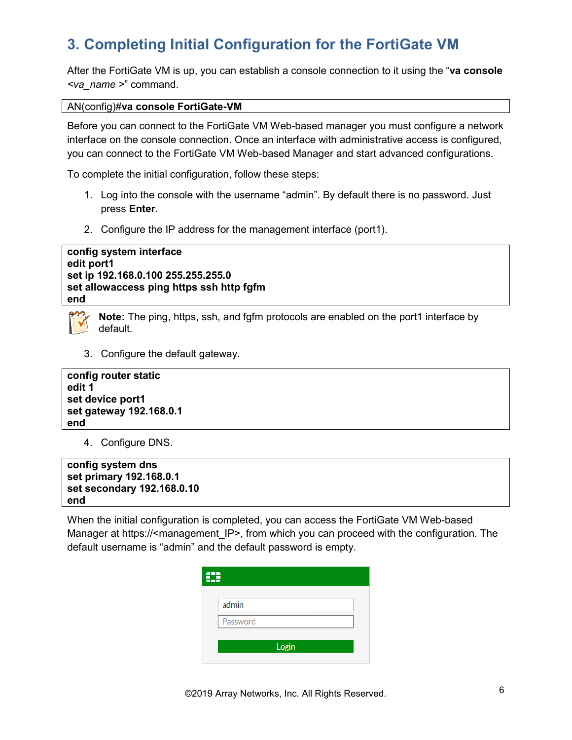## 3. Completing Initial Configuration for the FortiGate VM

After the FortiGate VM is up, you can establish a console connection to it using the "**va console** *<va_name >*" command.

```
AN(config)#va console FortiGate-VM
```

Before you can connect to the FortiGate VM Web-based manager you must configure a network interface on the console connection. Once an interface with administrative access is configured, you can connect to the FortiGate VM Web-based Manager and start advanced configurations.

To complete the initial configuration, follow these steps:

1. Log into the console with the username "admin". By default there is no password. Just press **Enter**.
2. Configure the IP address for the management interface (port1).

```
config system interface
edit port1
set ip 192.168.0.100 255.255.255.0
set allowaccess ping https ssh http fgfm
end
```

**Note:** The ping, https, ssh, and fgfm protocols are enabled on the port1 interface by default.

3. Configure the default gateway.

```
config router static
edit 1
set device port1
set gateway 192.168.0.1
end
```

4. Configure DNS.

```
config system dns
set primary 192.168.0.1
set secondary 192.168.0.10
end
```

When the initial configuration is completed, you can access the FortiGate VM Web-based Manager at https://<management_IP>, from which you can proceed with the configuration. The default username is "admin" and the default password is empty.

admin

Password

Login

©2019 Array Networks, Inc. All Rights Reserved.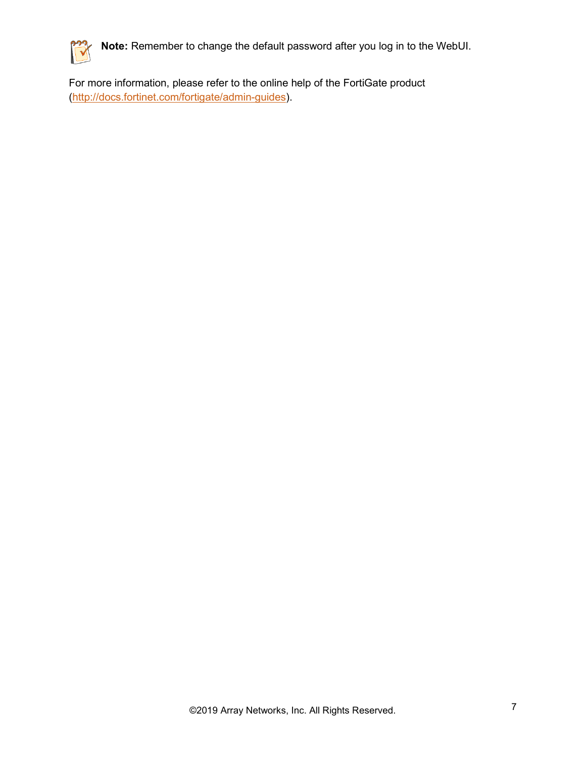**Note:** Remember to change the default password after you log in to the WebUI.

For more information, please refer to the online help of the FortiGate product (http://docs.fortinet.com/fortigate/admin-guides).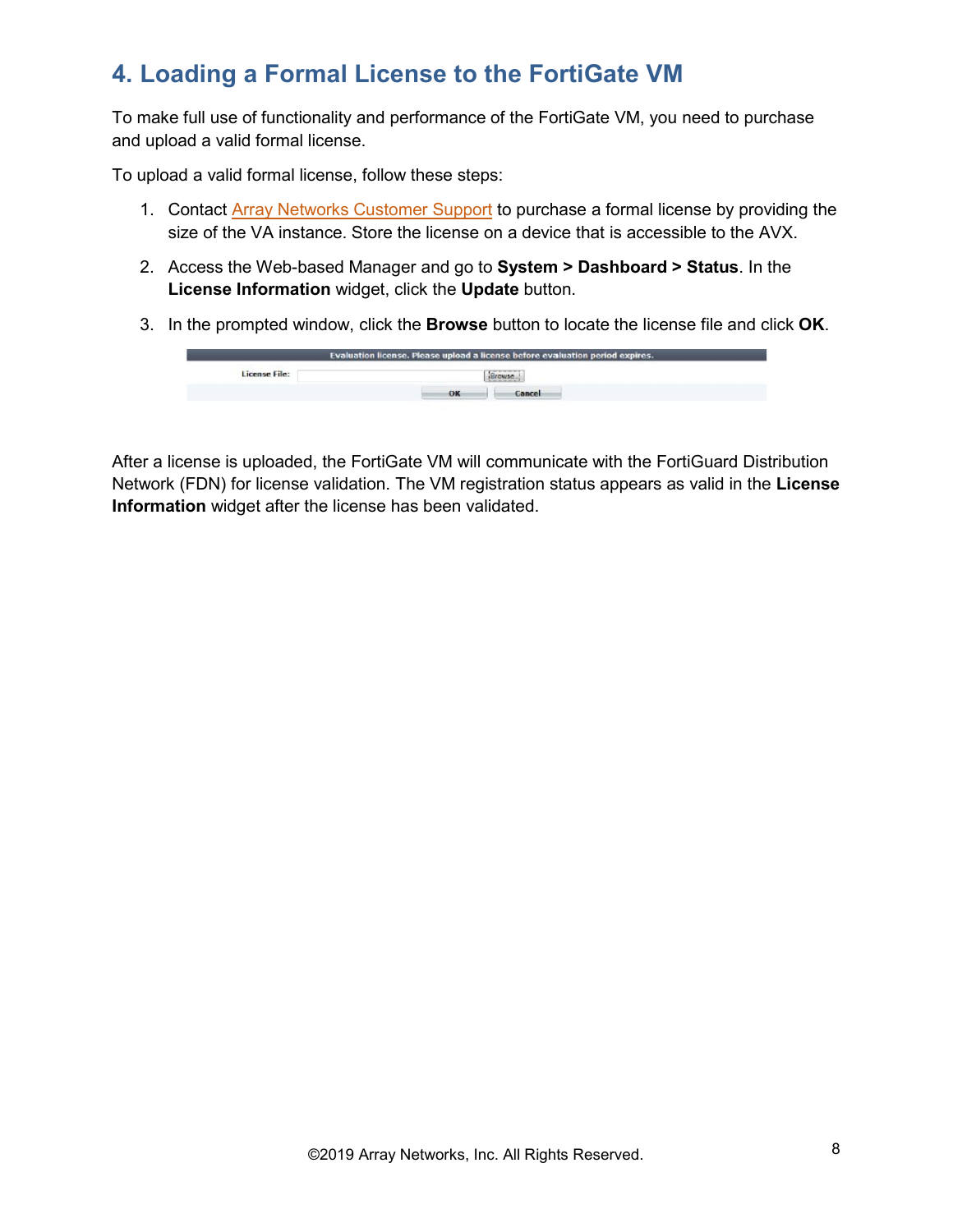# 4. Loading a Formal License to the FortiGate VM

To make full use of functionality and performance of the FortiGate VM, you need to purchase and upload a valid formal license.

To upload a valid formal license, follow these steps:

1. Contact Array Networks Customer Support to purchase a formal license by providing the size of the VA instance. Store the license on a device that is accessible to the AVX.
2. Access the Web-based Manager and go to **System > Dashboard > Status**. In the **License Information** widget, click the **Update** button.
3. In the prompted window, click the **Browse** button to locate the license file and click **OK**.

Evaluation license. Please upload a license before evaluation period expires.

License File: Browse...

OK Cancel

After a license is uploaded, the FortiGate VM will communicate with the FortiGuard Distribution Network (FDN) for license validation. The VM registration status appears as valid in the **License Information** widget after the license has been validated.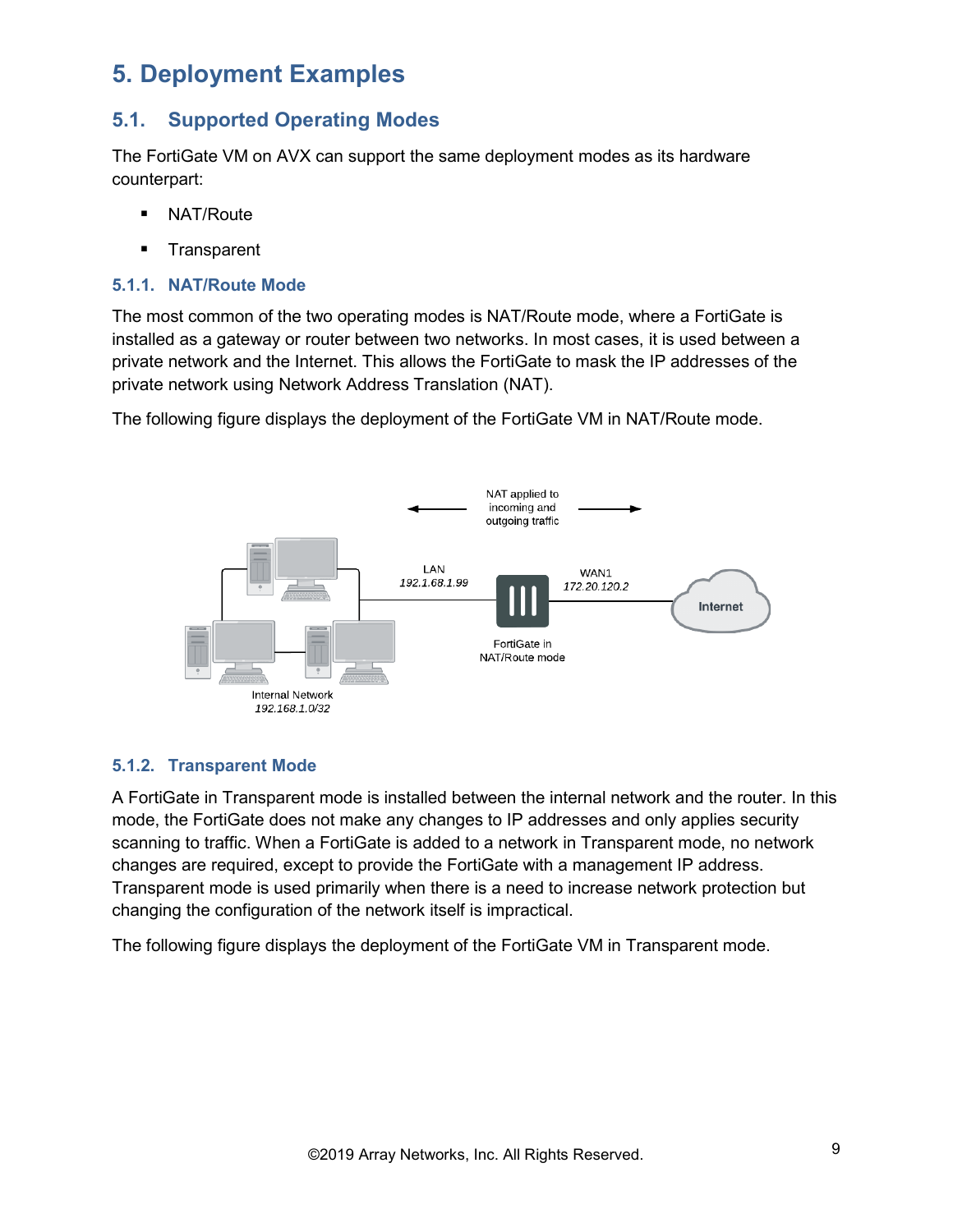# 5. Deployment Examples

## 5.1. Supported Operating Modes

The FortiGate VM on AVX can support the same deployment modes as its hardware counterpart:

- NAT/Route
- Transparent

### 5.1.1. NAT/Route Mode

The most common of the two operating modes is NAT/Route mode, where a FortiGate is installed as a gateway or router between two networks. In most cases, it is used between a private network and the Internet. This allows the FortiGate to mask the IP addresses of the private network using Network Address Translation (NAT).

The following figure displays the deployment of the FortiGate VM in NAT/Route mode.

NAT applied to incoming and outgoing traffic

LAN
192.1.68.1.99

WAN1
172.20.120.2

Internet

FortiGate in NAT/Route mode

Internal Network
192.168.1.0/32

### 5.1.2. Transparent Mode

A FortiGate in Transparent mode is installed between the internal network and the router. In this mode, the FortiGate does not make any changes to IP addresses and only applies security scanning to traffic. When a FortiGate is added to a network in Transparent mode, no network changes are required, except to provide the FortiGate with a management IP address. Transparent mode is used primarily when there is a need to increase network protection but changing the configuration of the network itself is impractical.

The following figure displays the deployment of the FortiGate VM in Transparent mode.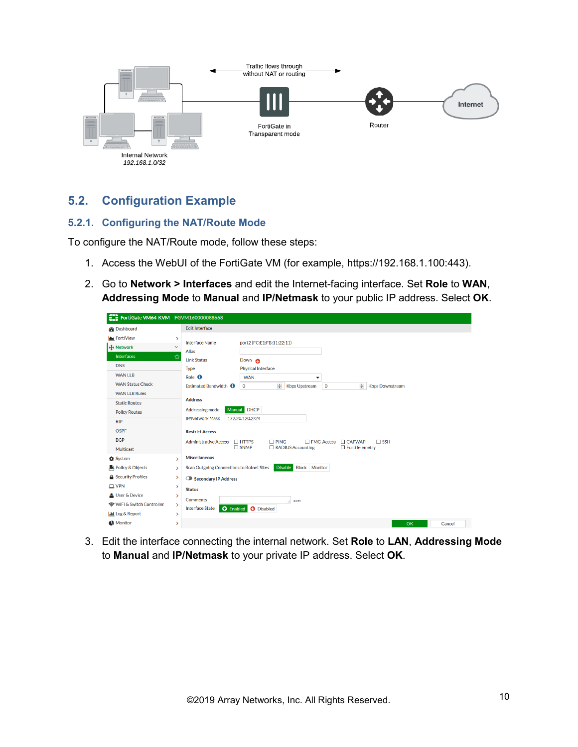Traffic flows through without NAT or routing

FortiGate in Transparent mode

Router

Internet

Internal Network
*192.168.1.0/32*

## 5.2. Configuration Example

### 5.2.1. Configuring the NAT/Route Mode

To configure the NAT/Route mode, follow these steps:

1. Access the WebUI of the FortiGate VM (for example, https://192.168.1.100:443).

2. Go to **Network > Interfaces** and edit the Internet-facing interface. Set **Role** to **WAN**, **Addressing Mode** to **Manual** and **IP/Netmask** to your public IP address. Select **OK**.

FortiGate VM64-KVM FGVM160000088668

Dashboard
FortiView
Network
Interfaces
DNS
WAN LLB
WAN Status Check
WAN LLB Rules
Static Routes
Policy Routes
RIP
OSPF
BGP
Multicast
System
Policy & Objects
Security Profiles
VPN
User & Device
WiFi & Switch Controller
Log & Report
Monitor

Edit Interface

Interface Name port2 (FC:E1:FB:11:22:11)
Alias
Link Status Down
Type Physical Interface
Role WAN
Estimated Bandwidth 0 Kbps Upstream 0 Kbps Downstream

Address
Addressing mode Manual DHCP
IP/Network Mask 172.20.120.2/24

Restrict Access
Administrative Access HTTPS PING FMG-Access CAPWAP SSH SNMP RADIUS Accounting FortiTelemetry

Miscellaneous
Scan Outgoing Connections to Botnet Sites Disable Block Monitor

Secondary IP Address

Status
Comments 0/255
Interface State Enabled Disabled

OK Cancel

3. Edit the interface connecting the internal network. Set **Role** to **LAN**, **Addressing Mode** to **Manual** and **IP/Netmask** to your private IP address. Select **OK**.

©2019 Array Networks, Inc. All Rights Reserved.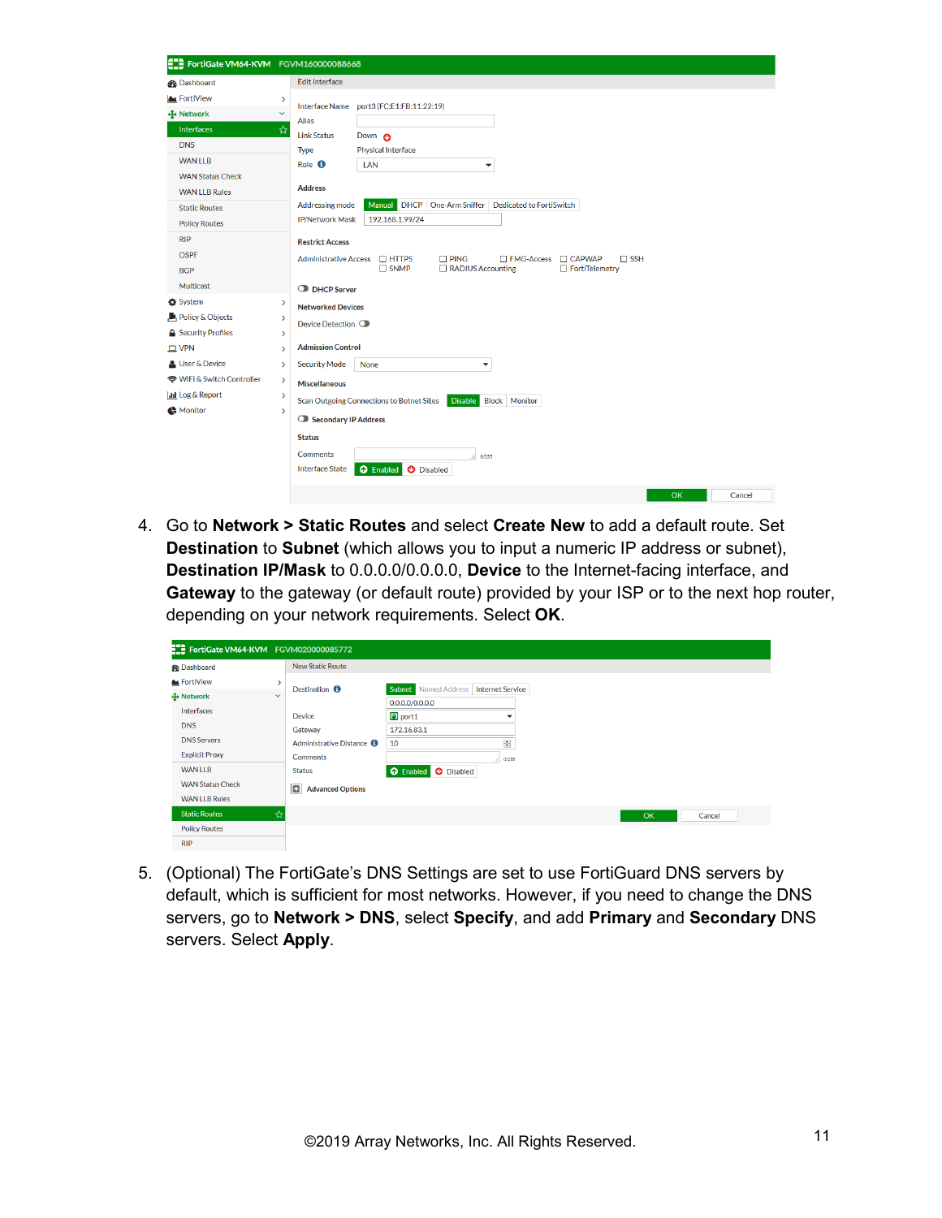4. Go to **Network > Static Routes** and select **Create New** to add a default route. Set **Destination** to **Subnet** (which allows you to input a numeric IP address or subnet), **Destination IP/Mask** to 0.0.0.0/0.0.0.0, **Device** to the Internet-facing interface, and **Gateway** to the gateway (or default route) provided by your ISP or to the next hop router, depending on your network requirements. Select **OK**.

5. (Optional) The FortiGate's DNS Settings are set to use FortiGuard DNS servers by default, which is sufficient for most networks. However, if you need to change the DNS servers, go to **Network > DNS**, select **Specify**, and add **Primary** and **Secondary** DNS servers. Select **Apply**.

©2019 Array Networks, Inc. All Rights Reserved.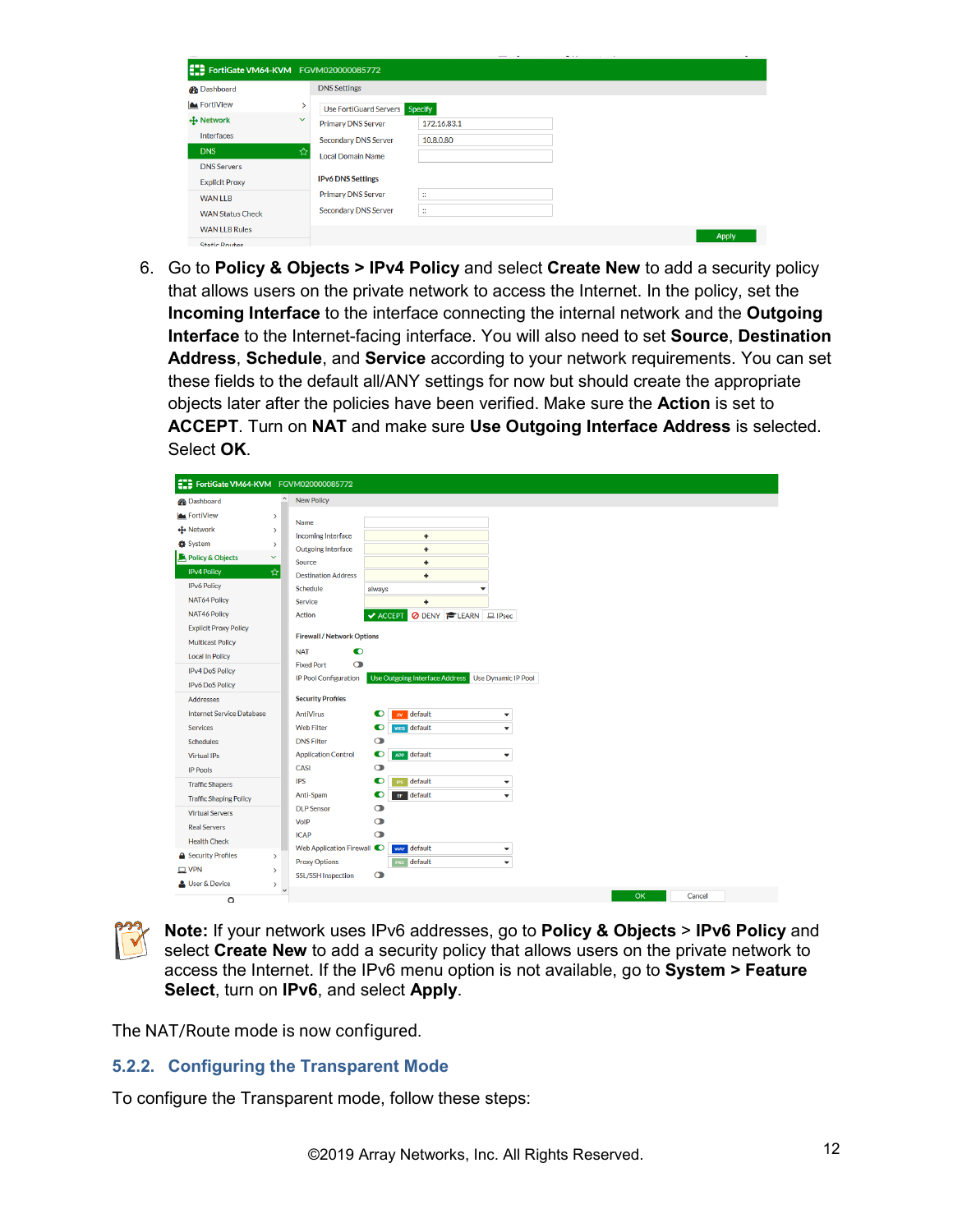6. Go to **Policy & Objects > IPv4 Policy** and select **Create New** to add a security policy that allows users on the private network to access the Internet. In the policy, set the **Incoming Interface** to the interface connecting the internal network and the **Outgoing Interface** to the Internet-facing interface. You will also need to set **Source**, **Destination Address**, **Schedule**, and **Service** according to your network requirements. You can set these fields to the default all/ANY settings for now but should create the appropriate objects later after the policies have been verified. Make sure the **Action** is set to **ACCEPT**. Turn on **NAT** and make sure **Use Outgoing Interface Address** is selected. Select **OK**.

**Note:** If your network uses IPv6 addresses, go to **Policy & Objects** > **IPv6 Policy** and select **Create New** to add a security policy that allows users on the private network to access the Internet. If the IPv6 menu option is not available, go to **System > Feature Select**, turn on **IPv6**, and select **Apply**.

The NAT/Route mode is now configured.

### 5.2.2. Configuring the Transparent Mode

To configure the Transparent mode, follow these steps: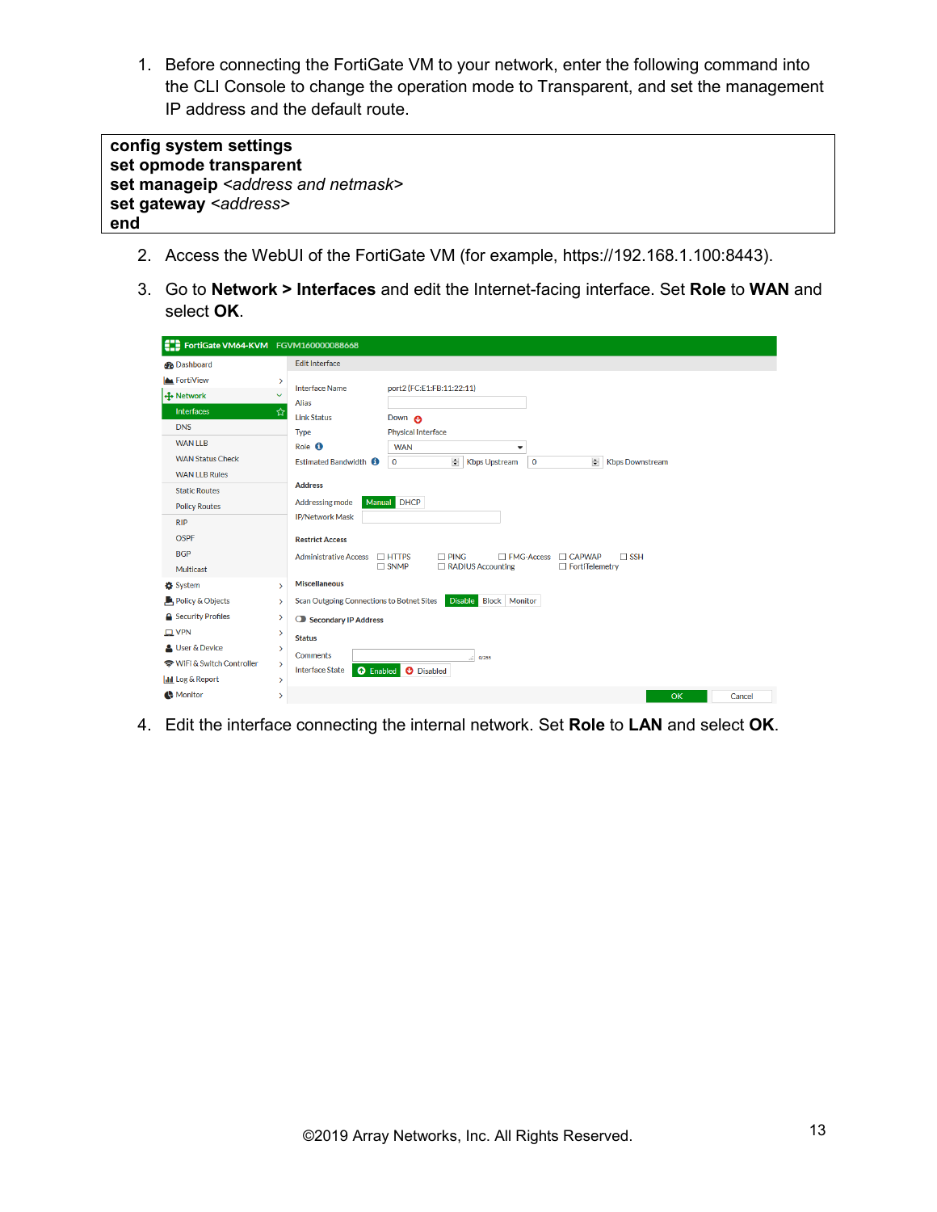1. Before connecting the FortiGate VM to your network, enter the following command into the CLI Console to change the operation mode to Transparent, and set the management IP address and the default route.

```
config system settings
set opmode transparent
set manageip <address and netmask>
set gateway <address>
end
```

2. Access the WebUI of the FortiGate VM (for example, https://192.168.1.100:8443).

3. Go to **Network > Interfaces** and edit the Internet-facing interface. Set **Role** to **WAN** and select **OK**.

4. Edit the interface connecting the internal network. Set **Role** to **LAN** and select **OK**.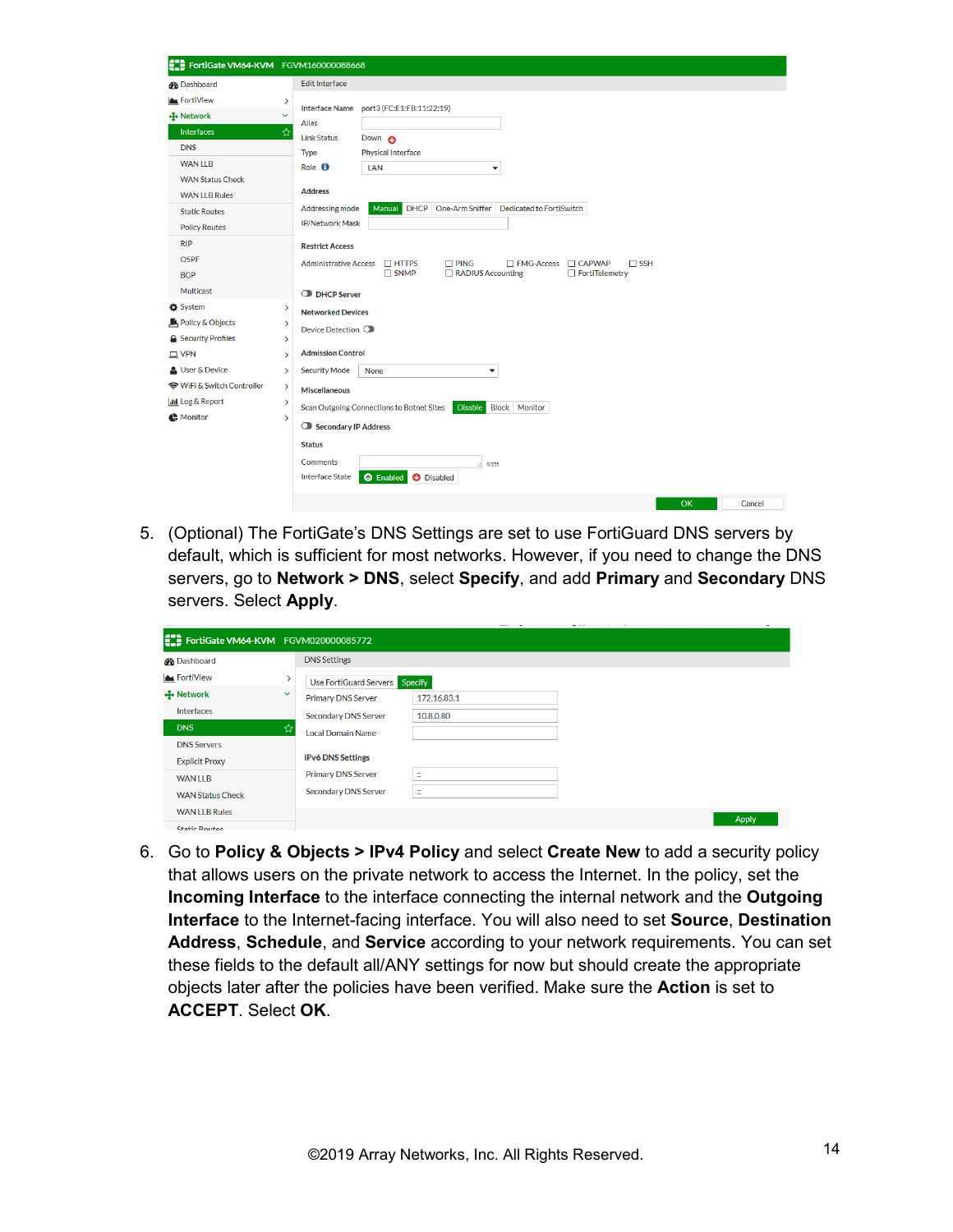5. (Optional) The FortiGate's DNS Settings are set to use FortiGuard DNS servers by default, which is sufficient for most networks. However, if you need to change the DNS servers, go to **Network > DNS**, select **Specify**, and add **Primary** and **Secondary** DNS servers. Select **Apply**.

6. Go to **Policy & Objects > IPv4 Policy** and select **Create New** to add a security policy that allows users on the private network to access the Internet. In the policy, set the **Incoming Interface** to the interface connecting the internal network and the **Outgoing Interface** to the Internet-facing interface. You will also need to set **Source**, **Destination Address**, **Schedule**, and **Service** according to your network requirements. You can set these fields to the default all/ANY settings for now but should create the appropriate objects later after the policies have been verified. Make sure the **Action** is set to **ACCEPT**. Select **OK**.

©2019 Array Networks, Inc. All Rights Reserved.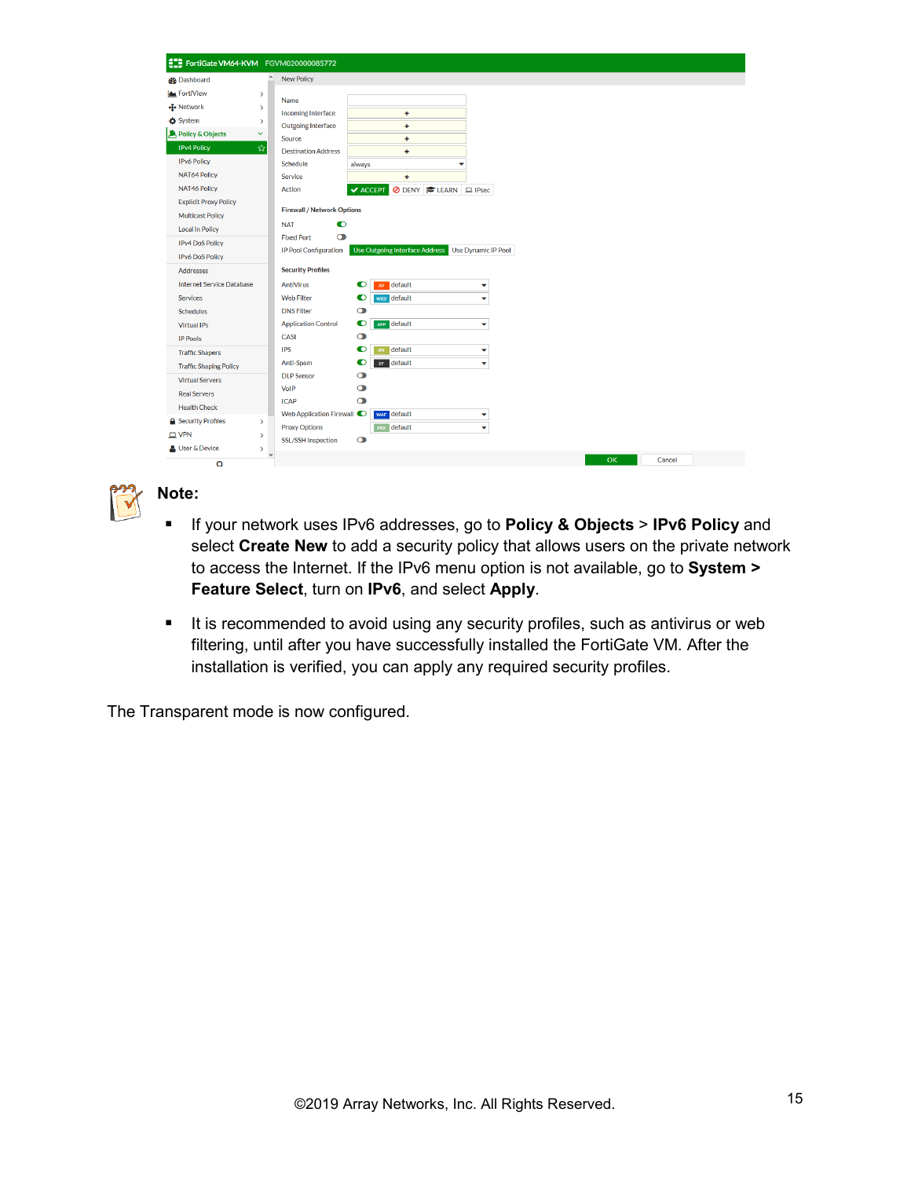**Note:**

- If your network uses IPv6 addresses, go to **Policy & Objects** > **IPv6 Policy** and select **Create New** to add a security policy that allows users on the private network to access the Internet. If the IPv6 menu option is not available, go to **System > Feature Select**, turn on **IPv6**, and select **Apply**.
- It is recommended to avoid using any security profiles, such as antivirus or web filtering, until after you have successfully installed the FortiGate VM. After the installation is verified, you can apply any required security profiles.

The Transparent mode is now configured.

©2019 Array Networks, Inc. All Rights Reserved.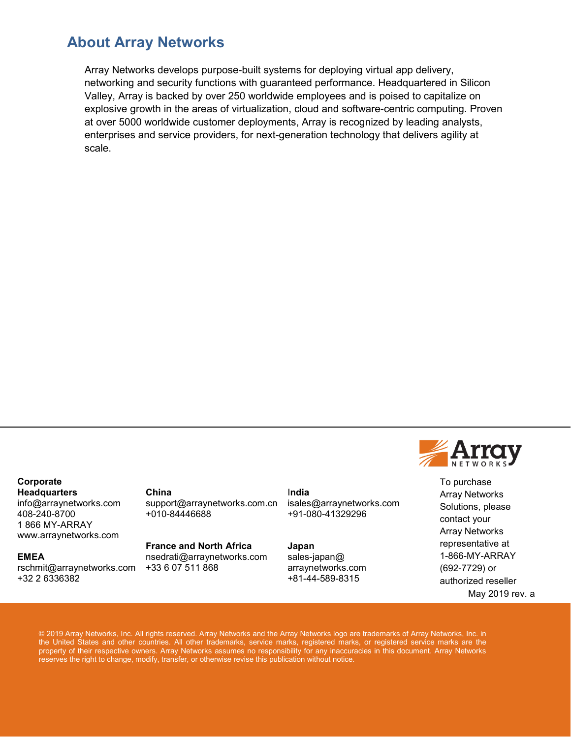## About Array Networks

Array Networks develops purpose-built systems for deploying virtual app delivery, networking and security functions with guaranteed performance. Headquartered in Silicon Valley, Array is backed by over 250 worldwide employees and is poised to capitalize on explosive growth in the areas of virtualization, cloud and software-centric computing. Proven at over 5000 worldwide customer deployments, Array is recognized by leading analysts, enterprises and service providers, for next-generation technology that delivers agility at scale.

**Corporate Headquarters**
info@arraynetworks.com
408-240-8700
1 866 MY-ARRAY
www.arraynetworks.com

**EMEA**
rschmit@arraynetworks.com
+32 2 6336382

**China**
support@arraynetworks.com.cn
+010-84446688

**France and North Africa**
nsedrati@arraynetworks.com
+33 6 07 511 868

**India**
isales@arraynetworks.com
+91-080-41329296

**Japan**
sales-japan@
arraynetworks.com
+81-44-589-8315

To purchase Array Networks Solutions, please contact your Array Networks representative at 1-866-MY-ARRAY (692-7729) or authorized reseller

May 2019 rev. a

© 2019 Array Networks, Inc. All rights reserved. Array Networks and the Array Networks logo are trademarks of Array Networks, Inc. in the United States and other countries. All other trademarks, service marks, registered marks, or registered service marks are the property of their respective owners. Array Networks assumes no responsibility for any inaccuracies in this document. Array Networks reserves the right to change, modify, transfer, or otherwise revise this publication without notice.